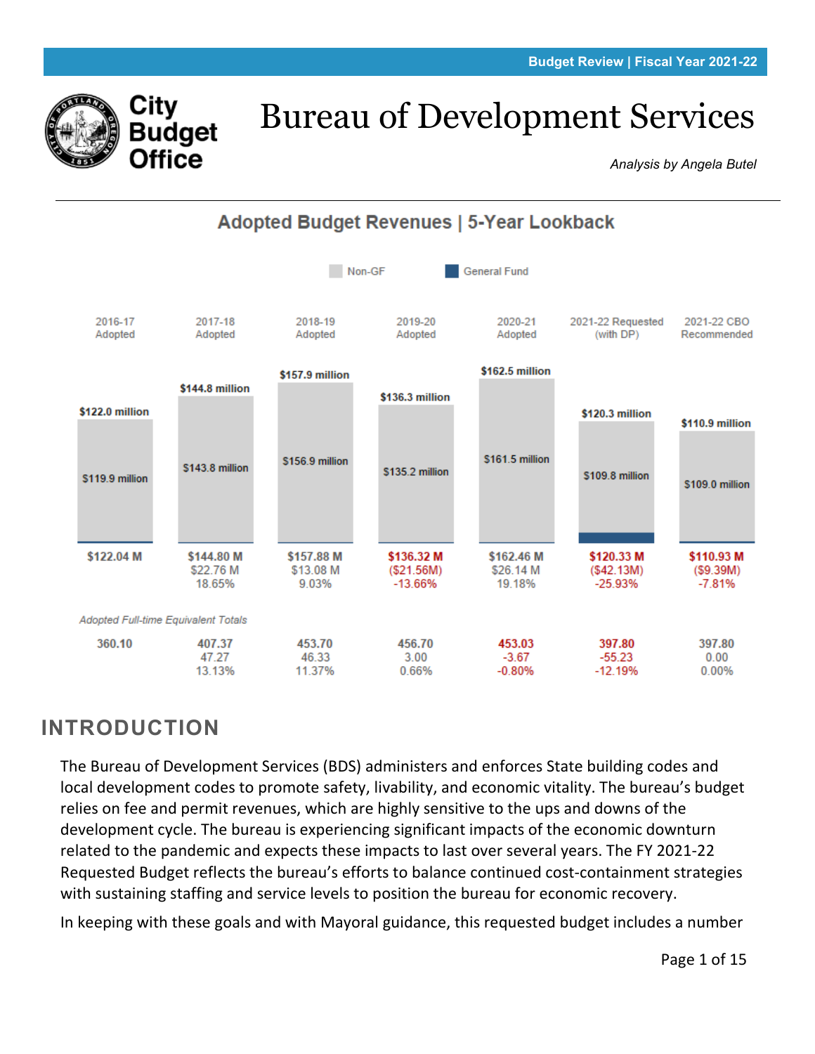Budget Review | Fiscal Year 2021-22

City Budget Office

# Bureau of Development Services

*Analysis by Angela Butel*

## Adopted Budget Revenues | 5-Year Lookback

Non-GF | General Fund

| | 2016-17 Adopted | 2017-18 Adopted | 2018-19 Adopted | 2019-20 Adopted | 2020-21 Adopted | 2021-22 Requested (with DP) | 2021-22 CBO Recommended |
|---|---|---|---|---|---|---|---|
| Total | $122.0 million | $144.8 million | $157.9 million | $136.3 million | $162.5 million | $120.3 million | $110.9 million |
| Non-GF | $119.9 million | $143.8 million | $156.9 million | $135.2 million | $161.5 million | $109.8 million | $109.0 million |
| Total | $122.04 M | $144.80 M | $157.88 M | $136.32 M | $162.46 M | $120.33 M | $110.93 M |
| Change | | $22.76 M | $13.08 M | ($21.56M) | $26.14 M | ($42.13M) | ($9.39M) |
| % Change | | 18.65% | 9.03% | -13.66% | 19.18% | -25.93% | -7.81% |
| *Adopted Full-time Equivalent Totals* | 360.10 | 407.37 | 453.70 | 456.70 | 453.03 | 397.80 | 397.80 |
| FTE Change | | 47.27 | 46.33 | 3.00 | -3.67 | -55.23 | 0.00 |
| FTE % Change | | 13.13% | 11.37% | 0.66% | -0.80% | -12.19% | 0.00% |

## INTRODUCTION

The Bureau of Development Services (BDS) administers and enforces State building codes and local development codes to promote safety, livability, and economic vitality. The bureau's budget relies on fee and permit revenues, which are highly sensitive to the ups and downs of the development cycle. The bureau is experiencing significant impacts of the economic downturn related to the pandemic and expects these impacts to last over several years. The FY 2021-22 Requested Budget reflects the bureau's efforts to balance continued cost-containment strategies with sustaining staffing and service levels to position the bureau for economic recovery.

In keeping with these goals and with Mayoral guidance, this requested budget includes a number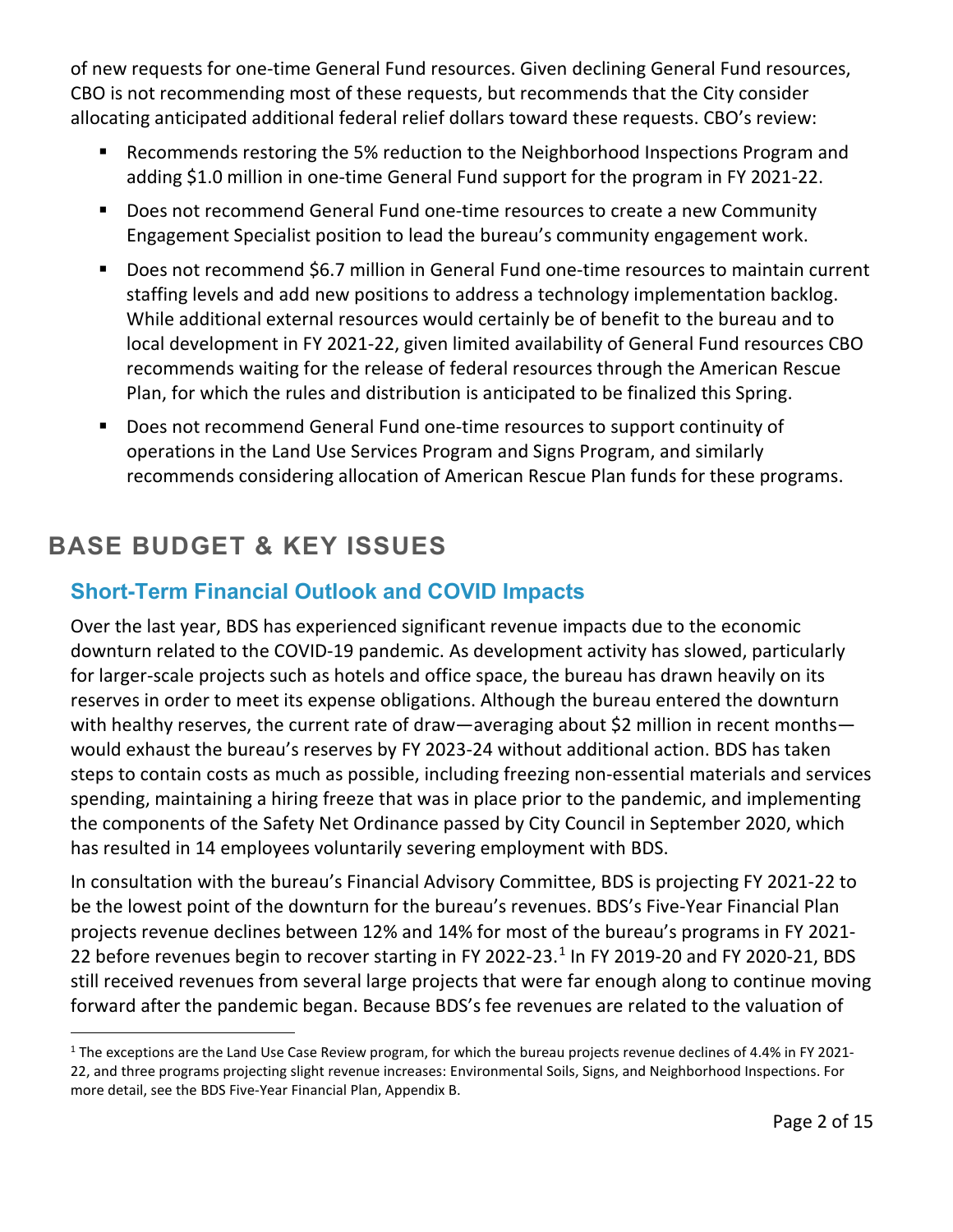of new requests for one-time General Fund resources. Given declining General Fund resources, CBO is not recommending most of these requests, but recommends that the City consider allocating anticipated additional federal relief dollars toward these requests. CBO's review:

- Recommends restoring the 5% reduction to the Neighborhood Inspections Program and adding $1.0 million in one-time General Fund support for the program in FY 2021-22.
- Does not recommend General Fund one-time resources to create a new Community Engagement Specialist position to lead the bureau's community engagement work.
- Does not recommend $6.7 million in General Fund one-time resources to maintain current staffing levels and add new positions to address a technology implementation backlog. While additional external resources would certainly be of benefit to the bureau and to local development in FY 2021-22, given limited availability of General Fund resources CBO recommends waiting for the release of federal resources through the American Rescue Plan, for which the rules and distribution is anticipated to be finalized this Spring.
- Does not recommend General Fund one-time resources to support continuity of operations in the Land Use Services Program and Signs Program, and similarly recommends considering allocation of American Rescue Plan funds for these programs.

# BASE BUDGET & KEY ISSUES

## Short-Term Financial Outlook and COVID Impacts

Over the last year, BDS has experienced significant revenue impacts due to the economic downturn related to the COVID-19 pandemic. As development activity has slowed, particularly for larger-scale projects such as hotels and office space, the bureau has drawn heavily on its reserves in order to meet its expense obligations. Although the bureau entered the downturn with healthy reserves, the current rate of draw—averaging about $2 million in recent months—would exhaust the bureau's reserves by FY 2023-24 without additional action. BDS has taken steps to contain costs as much as possible, including freezing non-essential materials and services spending, maintaining a hiring freeze that was in place prior to the pandemic, and implementing the components of the Safety Net Ordinance passed by City Council in September 2020, which has resulted in 14 employees voluntarily severing employment with BDS.

In consultation with the bureau's Financial Advisory Committee, BDS is projecting FY 2021-22 to be the lowest point of the downturn for the bureau's revenues. BDS's Five-Year Financial Plan projects revenue declines between 12% and 14% for most of the bureau's programs in FY 2021-22 before revenues begin to recover starting in FY 2022-23.[1] In FY 2019-20 and FY 2020-21, BDS still received revenues from several large projects that were far enough along to continue moving forward after the pandemic began. Because BDS's fee revenues are related to the valuation of

[1] The exceptions are the Land Use Case Review program, for which the bureau projects revenue declines of 4.4% in FY 2021-22, and three programs projecting slight revenue increases: Environmental Soils, Signs, and Neighborhood Inspections. For more detail, see the BDS Five-Year Financial Plan, Appendix B.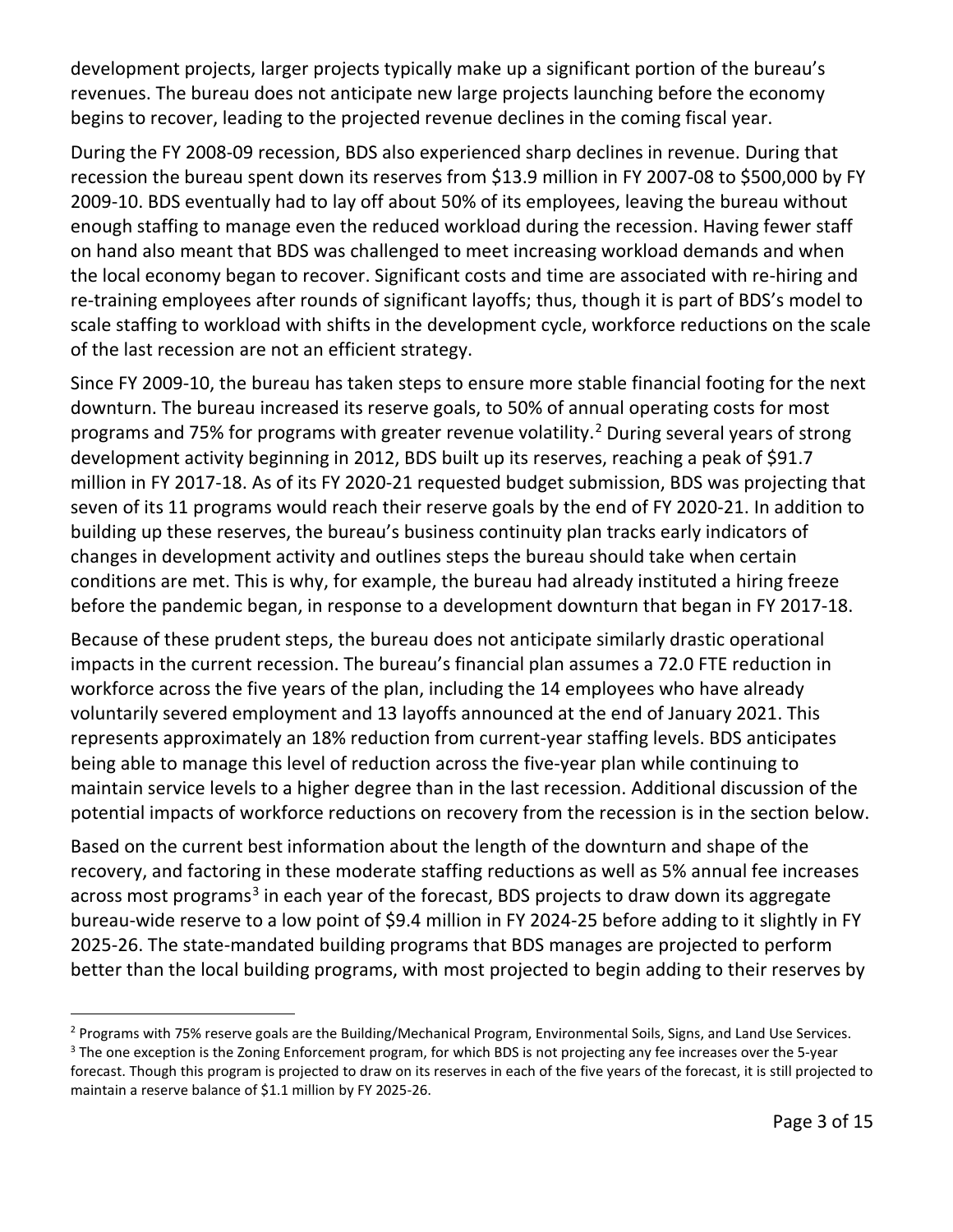development projects, larger projects typically make up a significant portion of the bureau's revenues. The bureau does not anticipate new large projects launching before the economy begins to recover, leading to the projected revenue declines in the coming fiscal year.

During the FY 2008-09 recession, BDS also experienced sharp declines in revenue. During that recession the bureau spent down its reserves from $13.9 million in FY 2007-08 to $500,000 by FY 2009-10. BDS eventually had to lay off about 50% of its employees, leaving the bureau without enough staffing to manage even the reduced workload during the recession. Having fewer staff on hand also meant that BDS was challenged to meet increasing workload demands and when the local economy began to recover. Significant costs and time are associated with re-hiring and re-training employees after rounds of significant layoffs; thus, though it is part of BDS's model to scale staffing to workload with shifts in the development cycle, workforce reductions on the scale of the last recession are not an efficient strategy.

Since FY 2009-10, the bureau has taken steps to ensure more stable financial footing for the next downturn. The bureau increased its reserve goals, to 50% of annual operating costs for most programs and 75% for programs with greater revenue volatility.[2] During several years of strong development activity beginning in 2012, BDS built up its reserves, reaching a peak of $91.7 million in FY 2017-18. As of its FY 2020-21 requested budget submission, BDS was projecting that seven of its 11 programs would reach their reserve goals by the end of FY 2020-21. In addition to building up these reserves, the bureau's business continuity plan tracks early indicators of changes in development activity and outlines steps the bureau should take when certain conditions are met. This is why, for example, the bureau had already instituted a hiring freeze before the pandemic began, in response to a development downturn that began in FY 2017-18.

Because of these prudent steps, the bureau does not anticipate similarly drastic operational impacts in the current recession. The bureau's financial plan assumes a 72.0 FTE reduction in workforce across the five years of the plan, including the 14 employees who have already voluntarily severed employment and 13 layoffs announced at the end of January 2021. This represents approximately an 18% reduction from current-year staffing levels. BDS anticipates being able to manage this level of reduction across the five-year plan while continuing to maintain service levels to a higher degree than in the last recession. Additional discussion of the potential impacts of workforce reductions on recovery from the recession is in the section below.

Based on the current best information about the length of the downturn and shape of the recovery, and factoring in these moderate staffing reductions as well as 5% annual fee increases across most programs[3] in each year of the forecast, BDS projects to draw down its aggregate bureau-wide reserve to a low point of $9.4 million in FY 2024-25 before adding to it slightly in FY 2025-26. The state-mandated building programs that BDS manages are projected to perform better than the local building programs, with most projected to begin adding to their reserves by

---

[2] Programs with 75% reserve goals are the Building/Mechanical Program, Environmental Soils, Signs, and Land Use Services.

[3] The one exception is the Zoning Enforcement program, for which BDS is not projecting any fee increases over the 5-year forecast. Though this program is projected to draw on its reserves in each of the five years of the forecast, it is still projected to maintain a reserve balance of $1.1 million by FY 2025-26.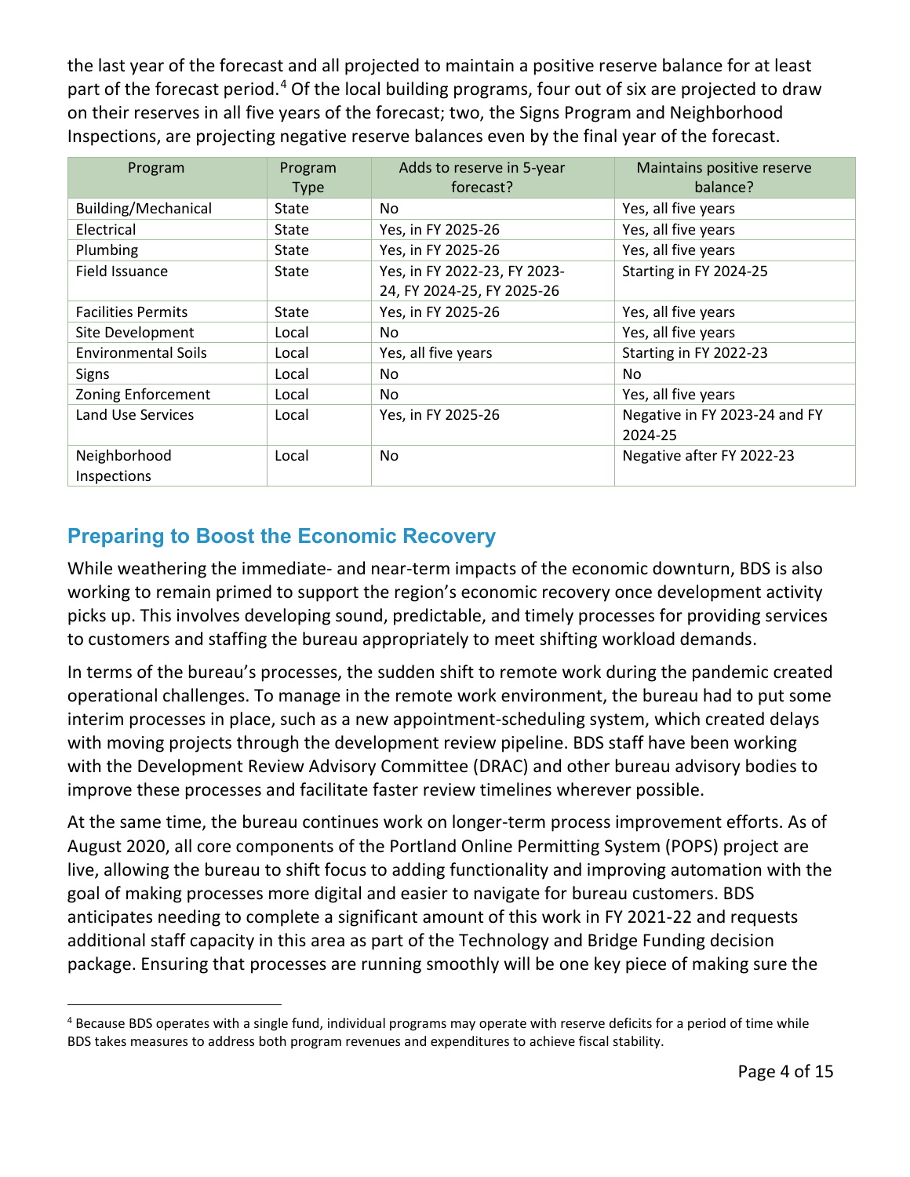the last year of the forecast and all projected to maintain a positive reserve balance for at least part of the forecast period.[4] Of the local building programs, four out of six are projected to draw on their reserves in all five years of the forecast; two, the Signs Program and Neighborhood Inspections, are projecting negative reserve balances even by the final year of the forecast.

| Program | Program Type | Adds to reserve in 5-year forecast? | Maintains positive reserve balance? |
|---|---|---|---|
| Building/Mechanical | State | No | Yes, all five years |
| Electrical | State | Yes, in FY 2025-26 | Yes, all five years |
| Plumbing | State | Yes, in FY 2025-26 | Yes, all five years |
| Field Issuance | State | Yes, in FY 2022-23, FY 2023-24, FY 2024-25, FY 2025-26 | Starting in FY 2024-25 |
| Facilities Permits | State | Yes, in FY 2025-26 | Yes, all five years |
| Site Development | Local | No | Yes, all five years |
| Environmental Soils | Local | Yes, all five years | Starting in FY 2022-23 |
| Signs | Local | No | No |
| Zoning Enforcement | Local | No | Yes, all five years |
| Land Use Services | Local | Yes, in FY 2025-26 | Negative in FY 2023-24 and FY 2024-25 |
| Neighborhood Inspections | Local | No | Negative after FY 2022-23 |

## Preparing to Boost the Economic Recovery

While weathering the immediate- and near-term impacts of the economic downturn, BDS is also working to remain primed to support the region's economic recovery once development activity picks up. This involves developing sound, predictable, and timely processes for providing services to customers and staffing the bureau appropriately to meet shifting workload demands.

In terms of the bureau's processes, the sudden shift to remote work during the pandemic created operational challenges. To manage in the remote work environment, the bureau had to put some interim processes in place, such as a new appointment-scheduling system, which created delays with moving projects through the development review pipeline. BDS staff have been working with the Development Review Advisory Committee (DRAC) and other bureau advisory bodies to improve these processes and facilitate faster review timelines wherever possible.

At the same time, the bureau continues work on longer-term process improvement efforts. As of August 2020, all core components of the Portland Online Permitting System (POPS) project are live, allowing the bureau to shift focus to adding functionality and improving automation with the goal of making processes more digital and easier to navigate for bureau customers. BDS anticipates needing to complete a significant amount of this work in FY 2021-22 and requests additional staff capacity in this area as part of the Technology and Bridge Funding decision package. Ensuring that processes are running smoothly will be one key piece of making sure the

[4] Because BDS operates with a single fund, individual programs may operate with reserve deficits for a period of time while BDS takes measures to address both program revenues and expenditures to achieve fiscal stability.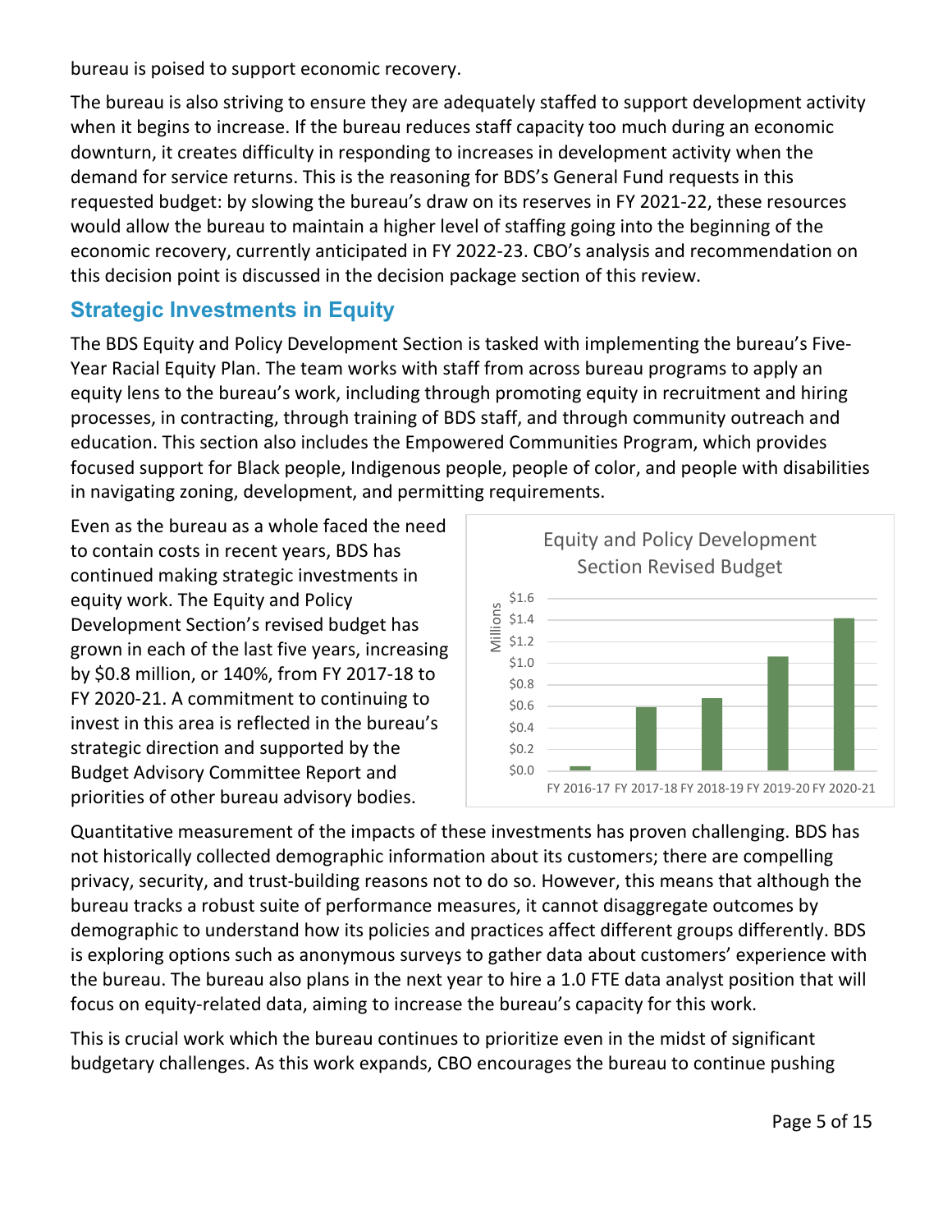bureau is poised to support economic recovery.

The bureau is also striving to ensure they are adequately staffed to support development activity when it begins to increase. If the bureau reduces staff capacity too much during an economic downturn, it creates difficulty in responding to increases in development activity when the demand for service returns. This is the reasoning for BDS's General Fund requests in this requested budget: by slowing the bureau's draw on its reserves in FY 2021-22, these resources would allow the bureau to maintain a higher level of staffing going into the beginning of the economic recovery, currently anticipated in FY 2022-23. CBO's analysis and recommendation on this decision point is discussed in the decision package section of this review.

## Strategic Investments in Equity

The BDS Equity and Policy Development Section is tasked with implementing the bureau's Five-Year Racial Equity Plan. The team works with staff from across bureau programs to apply an equity lens to the bureau's work, including through promoting equity in recruitment and hiring processes, in contracting, through training of BDS staff, and through community outreach and education. This section also includes the Empowered Communities Program, which provides focused support for Black people, Indigenous people, people of color, and people with disabilities in navigating zoning, development, and permitting requirements.

Even as the bureau as a whole faced the need to contain costs in recent years, BDS has continued making strategic investments in equity work. The Equity and Policy Development Section's revised budget has grown in each of the last five years, increasing by $0.8 million, or 140%, from FY 2017-18 to FY 2020-21. A commitment to continuing to invest in this area is reflected in the bureau's strategic direction and supported by the Budget Advisory Committee Report and priorities of other bureau advisory bodies.

Equity and Policy Development Section Revised Budget

Quantitative measurement of the impacts of these investments has proven challenging. BDS has not historically collected demographic information about its customers; there are compelling privacy, security, and trust-building reasons not to do so. However, this means that although the bureau tracks a robust suite of performance measures, it cannot disaggregate outcomes by demographic to understand how its policies and practices affect different groups differently. BDS is exploring options such as anonymous surveys to gather data about customers' experience with the bureau. The bureau also plans in the next year to hire a 1.0 FTE data analyst position that will focus on equity-related data, aiming to increase the bureau's capacity for this work.

This is crucial work which the bureau continues to prioritize even in the midst of significant budgetary challenges. As this work expands, CBO encourages the bureau to continue pushing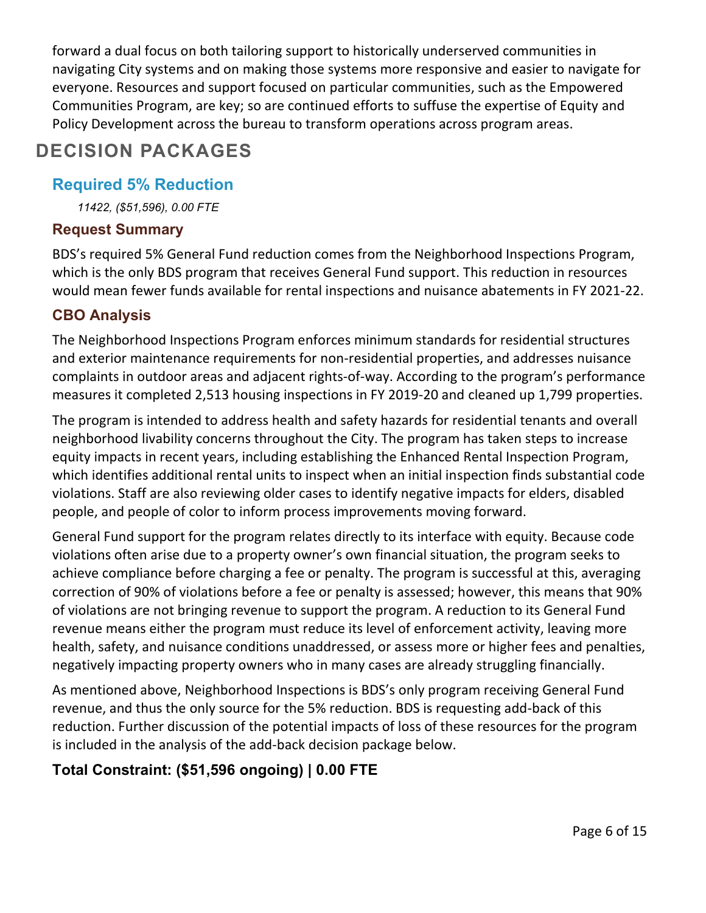forward a dual focus on both tailoring support to historically underserved communities in navigating City systems and on making those systems more responsive and easier to navigate for everyone. Resources and support focused on particular communities, such as the Empowered Communities Program, are key; so are continued efforts to suffuse the expertise of Equity and Policy Development across the bureau to transform operations across program areas.

# DECISION PACKAGES

## Required 5% Reduction

*11422, ($51,596), 0.00 FTE*

### Request Summary

BDS's required 5% General Fund reduction comes from the Neighborhood Inspections Program, which is the only BDS program that receives General Fund support. This reduction in resources would mean fewer funds available for rental inspections and nuisance abatements in FY 2021-22.

### CBO Analysis

The Neighborhood Inspections Program enforces minimum standards for residential structures and exterior maintenance requirements for non-residential properties, and addresses nuisance complaints in outdoor areas and adjacent rights-of-way. According to the program's performance measures it completed 2,513 housing inspections in FY 2019-20 and cleaned up 1,799 properties.

The program is intended to address health and safety hazards for residential tenants and overall neighborhood livability concerns throughout the City. The program has taken steps to increase equity impacts in recent years, including establishing the Enhanced Rental Inspection Program, which identifies additional rental units to inspect when an initial inspection finds substantial code violations. Staff are also reviewing older cases to identify negative impacts for elders, disabled people, and people of color to inform process improvements moving forward.

General Fund support for the program relates directly to its interface with equity. Because code violations often arise due to a property owner's own financial situation, the program seeks to achieve compliance before charging a fee or penalty. The program is successful at this, averaging correction of 90% of violations before a fee or penalty is assessed; however, this means that 90% of violations are not bringing revenue to support the program. A reduction to its General Fund revenue means either the program must reduce its level of enforcement activity, leaving more health, safety, and nuisance conditions unaddressed, or assess more or higher fees and penalties, negatively impacting property owners who in many cases are already struggling financially.

As mentioned above, Neighborhood Inspections is BDS's only program receiving General Fund revenue, and thus the only source for the 5% reduction. BDS is requesting add-back of this reduction. Further discussion of the potential impacts of loss of these resources for the program is included in the analysis of the add-back decision package below.

### Total Constraint: ($51,596 ongoing) | 0.00 FTE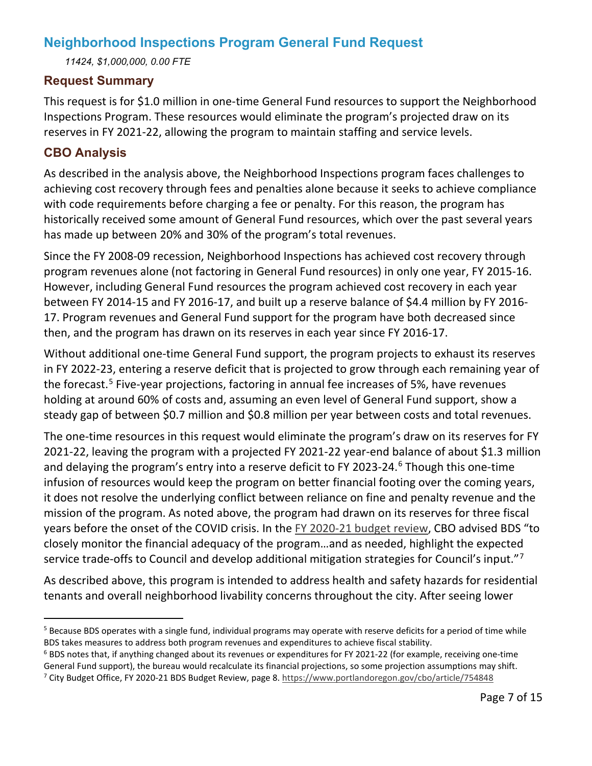## Neighborhood Inspections Program General Fund Request

*11424, $1,000,000, 0.00 FTE*

### Request Summary

This request is for $1.0 million in one-time General Fund resources to support the Neighborhood Inspections Program. These resources would eliminate the program's projected draw on its reserves in FY 2021-22, allowing the program to maintain staffing and service levels.

### CBO Analysis

As described in the analysis above, the Neighborhood Inspections program faces challenges to achieving cost recovery through fees and penalties alone because it seeks to achieve compliance with code requirements before charging a fee or penalty. For this reason, the program has historically received some amount of General Fund resources, which over the past several years has made up between 20% and 30% of the program's total revenues.

Since the FY 2008-09 recession, Neighborhood Inspections has achieved cost recovery through program revenues alone (not factoring in General Fund resources) in only one year, FY 2015-16. However, including General Fund resources the program achieved cost recovery in each year between FY 2014-15 and FY 2016-17, and built up a reserve balance of $4.4 million by FY 2016-17. Program revenues and General Fund support for the program have both decreased since then, and the program has drawn on its reserves in each year since FY 2016-17.

Without additional one-time General Fund support, the program projects to exhaust its reserves in FY 2022-23, entering a reserve deficit that is projected to grow through each remaining year of the forecast.[5] Five-year projections, factoring in annual fee increases of 5%, have revenues holding at around 60% of costs and, assuming an even level of General Fund support, show a steady gap of between $0.7 million and $0.8 million per year between costs and total revenues.

The one-time resources in this request would eliminate the program's draw on its reserves for FY 2021-22, leaving the program with a projected FY 2021-22 year-end balance of about $1.3 million and delaying the program's entry into a reserve deficit to FY 2023-24.[6] Though this one-time infusion of resources would keep the program on better financial footing over the coming years, it does not resolve the underlying conflict between reliance on fine and penalty revenue and the mission of the program. As noted above, the program had drawn on its reserves for three fiscal years before the onset of the COVID crisis. In the FY 2020-21 budget review, CBO advised BDS "to closely monitor the financial adequacy of the program…and as needed, highlight the expected service trade-offs to Council and develop additional mitigation strategies for Council's input."[7]

As described above, this program is intended to address health and safety hazards for residential tenants and overall neighborhood livability concerns throughout the city. After seeing lower

---

[5] Because BDS operates with a single fund, individual programs may operate with reserve deficits for a period of time while BDS takes measures to address both program revenues and expenditures to achieve fiscal stability.

[6] BDS notes that, if anything changed about its revenues or expenditures for FY 2021-22 (for example, receiving one-time General Fund support), the bureau would recalculate its financial projections, so some projection assumptions may shift.

[7] City Budget Office, FY 2020-21 BDS Budget Review, page 8. https://www.portlandoregon.gov/cbo/article/754848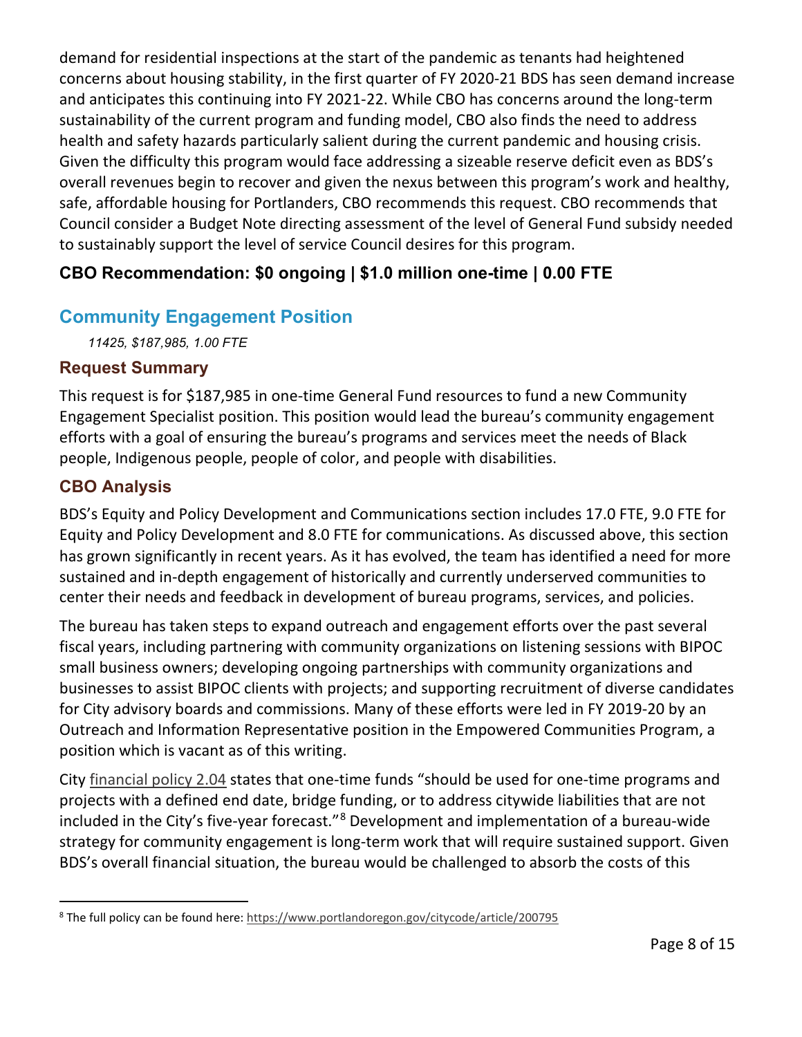demand for residential inspections at the start of the pandemic as tenants had heightened concerns about housing stability, in the first quarter of FY 2020-21 BDS has seen demand increase and anticipates this continuing into FY 2021-22. While CBO has concerns around the long-term sustainability of the current program and funding model, CBO also finds the need to address health and safety hazards particularly salient during the current pandemic and housing crisis. Given the difficulty this program would face addressing a sizeable reserve deficit even as BDS's overall revenues begin to recover and given the nexus between this program's work and healthy, safe, affordable housing for Portlanders, CBO recommends this request. CBO recommends that Council consider a Budget Note directing assessment of the level of General Fund subsidy needed to sustainably support the level of service Council desires for this program.

### CBO Recommendation: $0 ongoing | $1.0 million one-time | 0.00 FTE

## Community Engagement Position

*11425, $187,985, 1.00 FTE*

### Request Summary

This request is for $187,985 in one-time General Fund resources to fund a new Community Engagement Specialist position. This position would lead the bureau's community engagement efforts with a goal of ensuring the bureau's programs and services meet the needs of Black people, Indigenous people, people of color, and people with disabilities.

### CBO Analysis

BDS's Equity and Policy Development and Communications section includes 17.0 FTE, 9.0 FTE for Equity and Policy Development and 8.0 FTE for communications. As discussed above, this section has grown significantly in recent years. As it has evolved, the team has identified a need for more sustained and in-depth engagement of historically and currently underserved communities to center their needs and feedback in development of bureau programs, services, and policies.

The bureau has taken steps to expand outreach and engagement efforts over the past several fiscal years, including partnering with community organizations on listening sessions with BIPOC small business owners; developing ongoing partnerships with community organizations and businesses to assist BIPOC clients with projects; and supporting recruitment of diverse candidates for City advisory boards and commissions. Many of these efforts were led in FY 2019-20 by an Outreach and Information Representative position in the Empowered Communities Program, a position which is vacant as of this writing.

City financial policy 2.04 states that one-time funds "should be used for one-time programs and projects with a defined end date, bridge funding, or to address citywide liabilities that are not included in the City's five-year forecast."[8] Development and implementation of a bureau-wide strategy for community engagement is long-term work that will require sustained support. Given BDS's overall financial situation, the bureau would be challenged to absorb the costs of this

[8] The full policy can be found here: https://www.portlandoregon.gov/citycode/article/200795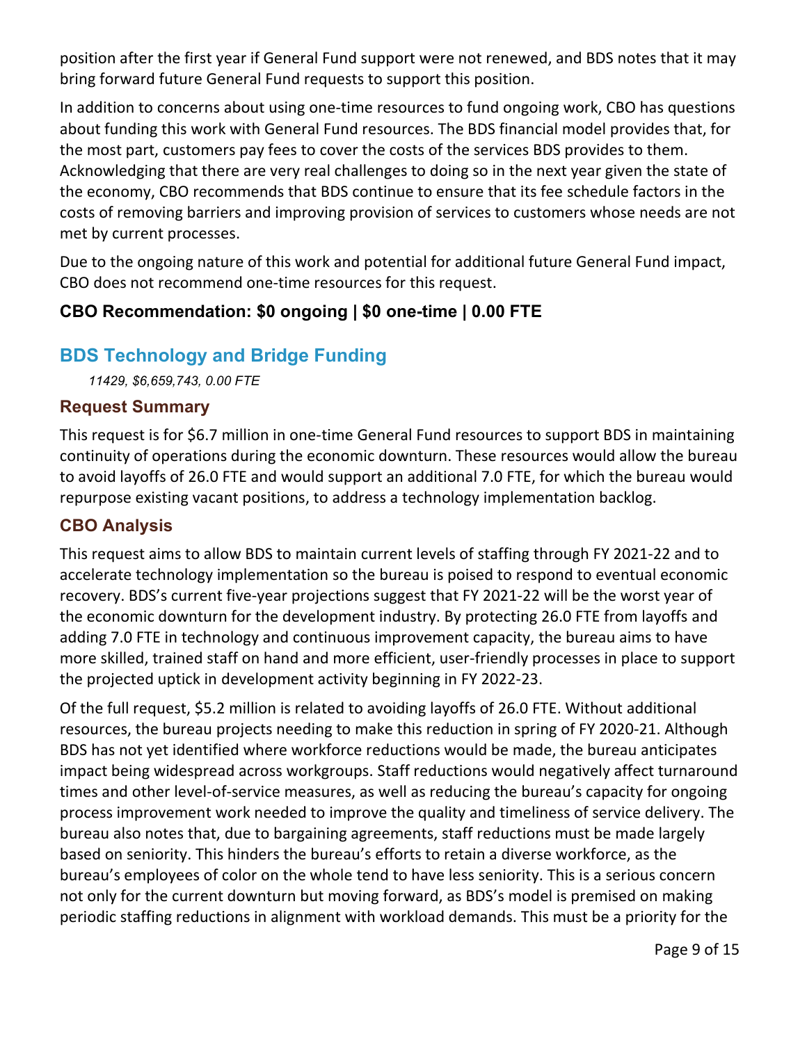position after the first year if General Fund support were not renewed, and BDS notes that it may bring forward future General Fund requests to support this position.

In addition to concerns about using one-time resources to fund ongoing work, CBO has questions about funding this work with General Fund resources. The BDS financial model provides that, for the most part, customers pay fees to cover the costs of the services BDS provides to them. Acknowledging that there are very real challenges to doing so in the next year given the state of the economy, CBO recommends that BDS continue to ensure that its fee schedule factors in the costs of removing barriers and improving provision of services to customers whose needs are not met by current processes.

Due to the ongoing nature of this work and potential for additional future General Fund impact, CBO does not recommend one-time resources for this request.

### CBO Recommendation: $0 ongoing | $0 one-time | 0.00 FTE

## BDS Technology and Bridge Funding

*11429, $6,659,743, 0.00 FTE*

### Request Summary

This request is for $6.7 million in one-time General Fund resources to support BDS in maintaining continuity of operations during the economic downturn. These resources would allow the bureau to avoid layoffs of 26.0 FTE and would support an additional 7.0 FTE, for which the bureau would repurpose existing vacant positions, to address a technology implementation backlog.

### CBO Analysis

This request aims to allow BDS to maintain current levels of staffing through FY 2021-22 and to accelerate technology implementation so the bureau is poised to respond to eventual economic recovery. BDS's current five-year projections suggest that FY 2021-22 will be the worst year of the economic downturn for the development industry. By protecting 26.0 FTE from layoffs and adding 7.0 FTE in technology and continuous improvement capacity, the bureau aims to have more skilled, trained staff on hand and more efficient, user-friendly processes in place to support the projected uptick in development activity beginning in FY 2022-23.

Of the full request, $5.2 million is related to avoiding layoffs of 26.0 FTE. Without additional resources, the bureau projects needing to make this reduction in spring of FY 2020-21. Although BDS has not yet identified where workforce reductions would be made, the bureau anticipates impact being widespread across workgroups. Staff reductions would negatively affect turnaround times and other level-of-service measures, as well as reducing the bureau's capacity for ongoing process improvement work needed to improve the quality and timeliness of service delivery. The bureau also notes that, due to bargaining agreements, staff reductions must be made largely based on seniority. This hinders the bureau's efforts to retain a diverse workforce, as the bureau's employees of color on the whole tend to have less seniority. This is a serious concern not only for the current downturn but moving forward, as BDS's model is premised on making periodic staffing reductions in alignment with workload demands. This must be a priority for the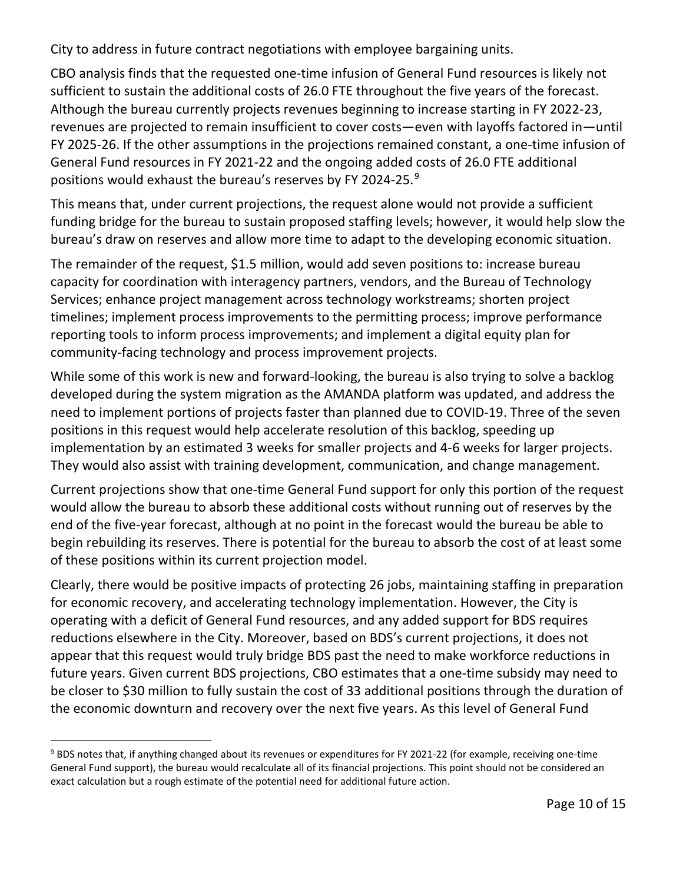City to address in future contract negotiations with employee bargaining units.

CBO analysis finds that the requested one-time infusion of General Fund resources is likely not sufficient to sustain the additional costs of 26.0 FTE throughout the five years of the forecast. Although the bureau currently projects revenues beginning to increase starting in FY 2022-23, revenues are projected to remain insufficient to cover costs—even with layoffs factored in—until FY 2025-26. If the other assumptions in the projections remained constant, a one-time infusion of General Fund resources in FY 2021-22 and the ongoing added costs of 26.0 FTE additional positions would exhaust the bureau's reserves by FY 2024-25.[9]

This means that, under current projections, the request alone would not provide a sufficient funding bridge for the bureau to sustain proposed staffing levels; however, it would help slow the bureau's draw on reserves and allow more time to adapt to the developing economic situation.

The remainder of the request, $1.5 million, would add seven positions to: increase bureau capacity for coordination with interagency partners, vendors, and the Bureau of Technology Services; enhance project management across technology workstreams; shorten project timelines; implement process improvements to the permitting process; improve performance reporting tools to inform process improvements; and implement a digital equity plan for community-facing technology and process improvement projects.

While some of this work is new and forward-looking, the bureau is also trying to solve a backlog developed during the system migration as the AMANDA platform was updated, and address the need to implement portions of projects faster than planned due to COVID-19. Three of the seven positions in this request would help accelerate resolution of this backlog, speeding up implementation by an estimated 3 weeks for smaller projects and 4-6 weeks for larger projects. They would also assist with training development, communication, and change management.

Current projections show that one-time General Fund support for only this portion of the request would allow the bureau to absorb these additional costs without running out of reserves by the end of the five-year forecast, although at no point in the forecast would the bureau be able to begin rebuilding its reserves. There is potential for the bureau to absorb the cost of at least some of these positions within its current projection model.

Clearly, there would be positive impacts of protecting 26 jobs, maintaining staffing in preparation for economic recovery, and accelerating technology implementation. However, the City is operating with a deficit of General Fund resources, and any added support for BDS requires reductions elsewhere in the City. Moreover, based on BDS's current projections, it does not appear that this request would truly bridge BDS past the need to make workforce reductions in future years. Given current BDS projections, CBO estimates that a one-time subsidy may need to be closer to $30 million to fully sustain the cost of 33 additional positions through the duration of the economic downturn and recovery over the next five years. As this level of General Fund

[9] BDS notes that, if anything changed about its revenues or expenditures for FY 2021-22 (for example, receiving one-time General Fund support), the bureau would recalculate all of its financial projections. This point should not be considered an exact calculation but a rough estimate of the potential need for additional future action.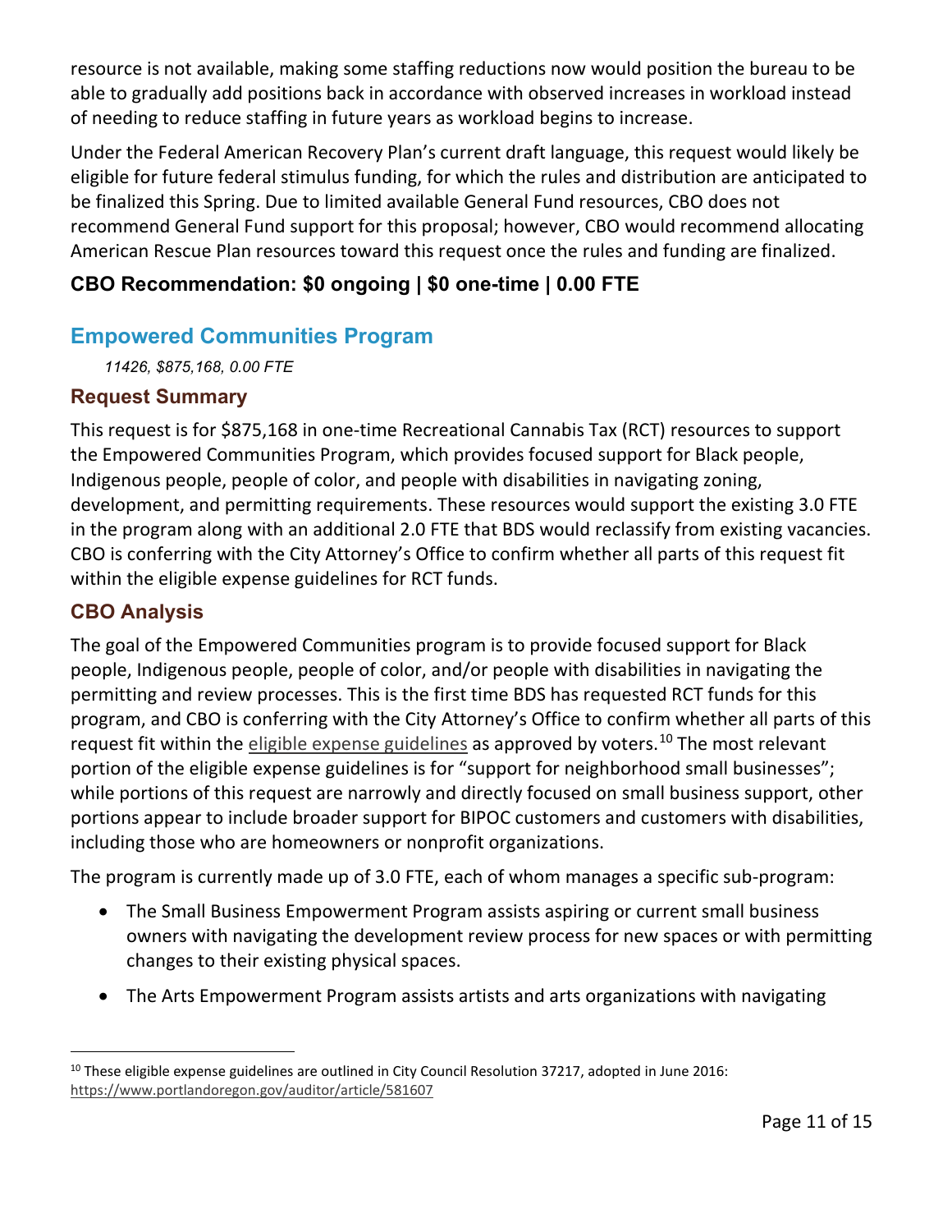resource is not available, making some staffing reductions now would position the bureau to be able to gradually add positions back in accordance with observed increases in workload instead of needing to reduce staffing in future years as workload begins to increase.

Under the Federal American Recovery Plan's current draft language, this request would likely be eligible for future federal stimulus funding, for which the rules and distribution are anticipated to be finalized this Spring. Due to limited available General Fund resources, CBO does not recommend General Fund support for this proposal; however, CBO would recommend allocating American Rescue Plan resources toward this request once the rules and funding are finalized.

### CBO Recommendation: $0 ongoing | $0 one-time | 0.00 FTE

## Empowered Communities Program

*11426, $875,168, 0.00 FTE*

### Request Summary

This request is for $875,168 in one-time Recreational Cannabis Tax (RCT) resources to support the Empowered Communities Program, which provides focused support for Black people, Indigenous people, people of color, and people with disabilities in navigating zoning, development, and permitting requirements. These resources would support the existing 3.0 FTE in the program along with an additional 2.0 FTE that BDS would reclassify from existing vacancies. CBO is conferring with the City Attorney's Office to confirm whether all parts of this request fit within the eligible expense guidelines for RCT funds.

### CBO Analysis

The goal of the Empowered Communities program is to provide focused support for Black people, Indigenous people, people of color, and/or people with disabilities in navigating the permitting and review processes. This is the first time BDS has requested RCT funds for this program, and CBO is conferring with the City Attorney's Office to confirm whether all parts of this request fit within the eligible expense guidelines as approved by voters.[10] The most relevant portion of the eligible expense guidelines is for "support for neighborhood small businesses"; while portions of this request are narrowly and directly focused on small business support, other portions appear to include broader support for BIPOC customers and customers with disabilities, including those who are homeowners or nonprofit organizations.

The program is currently made up of 3.0 FTE, each of whom manages a specific sub-program:

- The Small Business Empowerment Program assists aspiring or current small business owners with navigating the development review process for new spaces or with permitting changes to their existing physical spaces.
- The Arts Empowerment Program assists artists and arts organizations with navigating

[10] These eligible expense guidelines are outlined in City Council Resolution 37217, adopted in June 2016: https://www.portlandoregon.gov/auditor/article/581607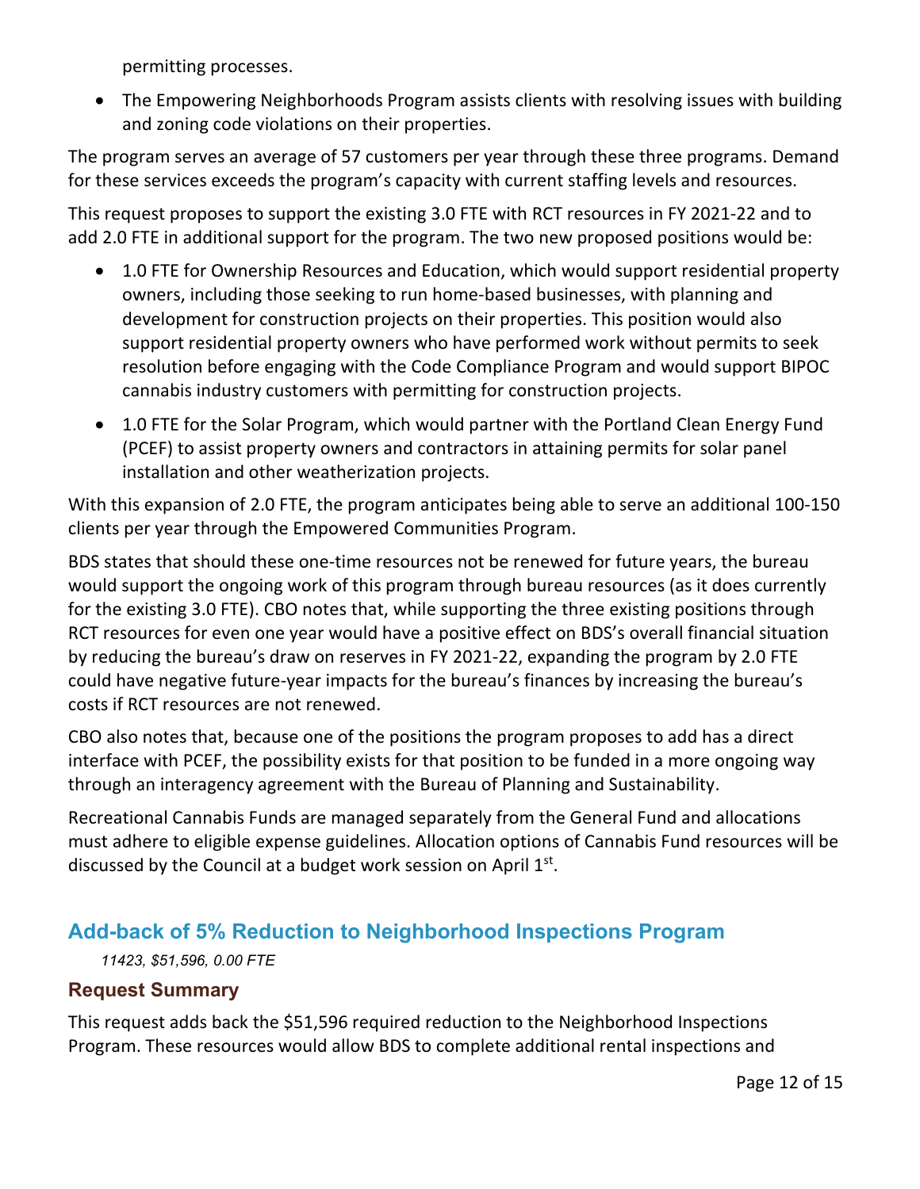permitting processes.

- The Empowering Neighborhoods Program assists clients with resolving issues with building and zoning code violations on their properties.

The program serves an average of 57 customers per year through these three programs. Demand for these services exceeds the program's capacity with current staffing levels and resources.

This request proposes to support the existing 3.0 FTE with RCT resources in FY 2021-22 and to add 2.0 FTE in additional support for the program. The two new proposed positions would be:

- 1.0 FTE for Ownership Resources and Education, which would support residential property owners, including those seeking to run home-based businesses, with planning and development for construction projects on their properties. This position would also support residential property owners who have performed work without permits to seek resolution before engaging with the Code Compliance Program and would support BIPOC cannabis industry customers with permitting for construction projects.
- 1.0 FTE for the Solar Program, which would partner with the Portland Clean Energy Fund (PCEF) to assist property owners and contractors in attaining permits for solar panel installation and other weatherization projects.

With this expansion of 2.0 FTE, the program anticipates being able to serve an additional 100-150 clients per year through the Empowered Communities Program.

BDS states that should these one-time resources not be renewed for future years, the bureau would support the ongoing work of this program through bureau resources (as it does currently for the existing 3.0 FTE). CBO notes that, while supporting the three existing positions through RCT resources for even one year would have a positive effect on BDS's overall financial situation by reducing the bureau's draw on reserves in FY 2021-22, expanding the program by 2.0 FTE could have negative future-year impacts for the bureau's finances by increasing the bureau's costs if RCT resources are not renewed.

CBO also notes that, because one of the positions the program proposes to add has a direct interface with PCEF, the possibility exists for that position to be funded in a more ongoing way through an interagency agreement with the Bureau of Planning and Sustainability.

Recreational Cannabis Funds are managed separately from the General Fund and allocations must adhere to eligible expense guidelines. Allocation options of Cannabis Fund resources will be discussed by the Council at a budget work session on April 1st.

## Add-back of 5% Reduction to Neighborhood Inspections Program

*11423, $51,596, 0.00 FTE*

### Request Summary

This request adds back the $51,596 required reduction to the Neighborhood Inspections Program. These resources would allow BDS to complete additional rental inspections and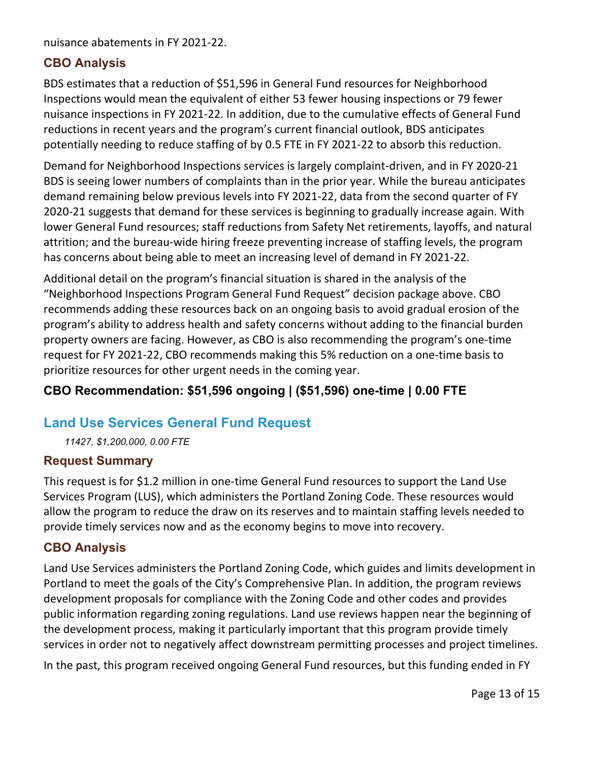nuisance abatements in FY 2021-22.

### CBO Analysis

BDS estimates that a reduction of $51,596 in General Fund resources for Neighborhood Inspections would mean the equivalent of either 53 fewer housing inspections or 79 fewer nuisance inspections in FY 2021-22. In addition, due to the cumulative effects of General Fund reductions in recent years and the program's current financial outlook, BDS anticipates potentially needing to reduce staffing of by 0.5 FTE in FY 2021-22 to absorb this reduction.

Demand for Neighborhood Inspections services is largely complaint-driven, and in FY 2020-21 BDS is seeing lower numbers of complaints than in the prior year. While the bureau anticipates demand remaining below previous levels into FY 2021-22, data from the second quarter of FY 2020-21 suggests that demand for these services is beginning to gradually increase again. With lower General Fund resources; staff reductions from Safety Net retirements, layoffs, and natural attrition; and the bureau-wide hiring freeze preventing increase of staffing levels, the program has concerns about being able to meet an increasing level of demand in FY 2021-22.

Additional detail on the program's financial situation is shared in the analysis of the "Neighborhood Inspections Program General Fund Request" decision package above. CBO recommends adding these resources back on an ongoing basis to avoid gradual erosion of the program's ability to address health and safety concerns without adding to the financial burden property owners are facing. However, as CBO is also recommending the program's one-time request for FY 2021-22, CBO recommends making this 5% reduction on a one-time basis to prioritize resources for other urgent needs in the coming year.

### CBO Recommendation: $51,596 ongoing | ($51,596) one-time | 0.00 FTE

## Land Use Services General Fund Request

*11427, $1,200,000, 0.00 FTE*

### Request Summary

This request is for $1.2 million in one-time General Fund resources to support the Land Use Services Program (LUS), which administers the Portland Zoning Code. These resources would allow the program to reduce the draw on its reserves and to maintain staffing levels needed to provide timely services now and as the economy begins to move into recovery.

### CBO Analysis

Land Use Services administers the Portland Zoning Code, which guides and limits development in Portland to meet the goals of the City's Comprehensive Plan. In addition, the program reviews development proposals for compliance with the Zoning Code and other codes and provides public information regarding zoning regulations. Land use reviews happen near the beginning of the development process, making it particularly important that this program provide timely services in order not to negatively affect downstream permitting processes and project timelines.

In the past, this program received ongoing General Fund resources, but this funding ended in FY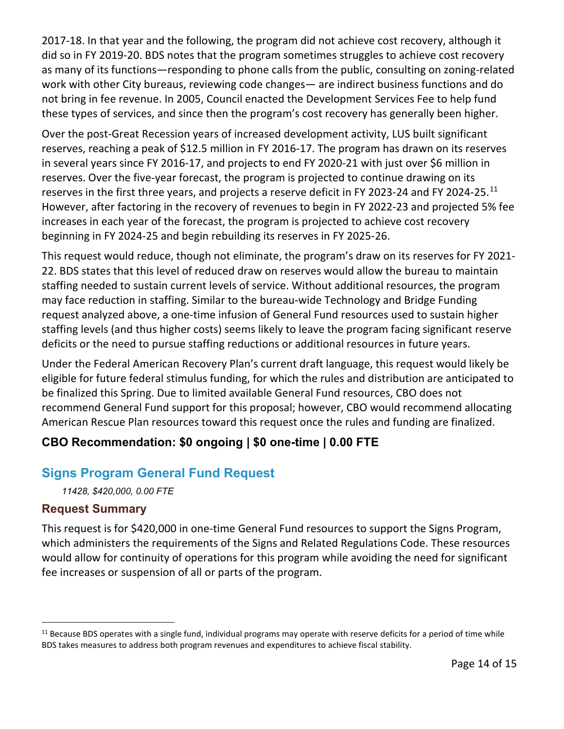2017-18. In that year and the following, the program did not achieve cost recovery, although it did so in FY 2019-20. BDS notes that the program sometimes struggles to achieve cost recovery as many of its functions—responding to phone calls from the public, consulting on zoning-related work with other City bureaus, reviewing code changes— are indirect business functions and do not bring in fee revenue. In 2005, Council enacted the Development Services Fee to help fund these types of services, and since then the program's cost recovery has generally been higher.

Over the post-Great Recession years of increased development activity, LUS built significant reserves, reaching a peak of $12.5 million in FY 2016-17. The program has drawn on its reserves in several years since FY 2016-17, and projects to end FY 2020-21 with just over $6 million in reserves. Over the five-year forecast, the program is projected to continue drawing on its reserves in the first three years, and projects a reserve deficit in FY 2023-24 and FY 2024-25.[11] However, after factoring in the recovery of revenues to begin in FY 2022-23 and projected 5% fee increases in each year of the forecast, the program is projected to achieve cost recovery beginning in FY 2024-25 and begin rebuilding its reserves in FY 2025-26.

This request would reduce, though not eliminate, the program's draw on its reserves for FY 2021-22. BDS states that this level of reduced draw on reserves would allow the bureau to maintain staffing needed to sustain current levels of service. Without additional resources, the program may face reduction in staffing. Similar to the bureau-wide Technology and Bridge Funding request analyzed above, a one-time infusion of General Fund resources used to sustain higher staffing levels (and thus higher costs) seems likely to leave the program facing significant reserve deficits or the need to pursue staffing reductions or additional resources in future years.

Under the Federal American Recovery Plan's current draft language, this request would likely be eligible for future federal stimulus funding, for which the rules and distribution are anticipated to be finalized this Spring. Due to limited available General Fund resources, CBO does not recommend General Fund support for this proposal; however, CBO would recommend allocating American Rescue Plan resources toward this request once the rules and funding are finalized.

### CBO Recommendation: $0 ongoing | $0 one-time | 0.00 FTE

## Signs Program General Fund Request

*11428, $420,000, 0.00 FTE*

### Request Summary

This request is for $420,000 in one-time General Fund resources to support the Signs Program, which administers the requirements of the Signs and Related Regulations Code. These resources would allow for continuity of operations for this program while avoiding the need for significant fee increases or suspension of all or parts of the program.

[11] Because BDS operates with a single fund, individual programs may operate with reserve deficits for a period of time while BDS takes measures to address both program revenues and expenditures to achieve fiscal stability.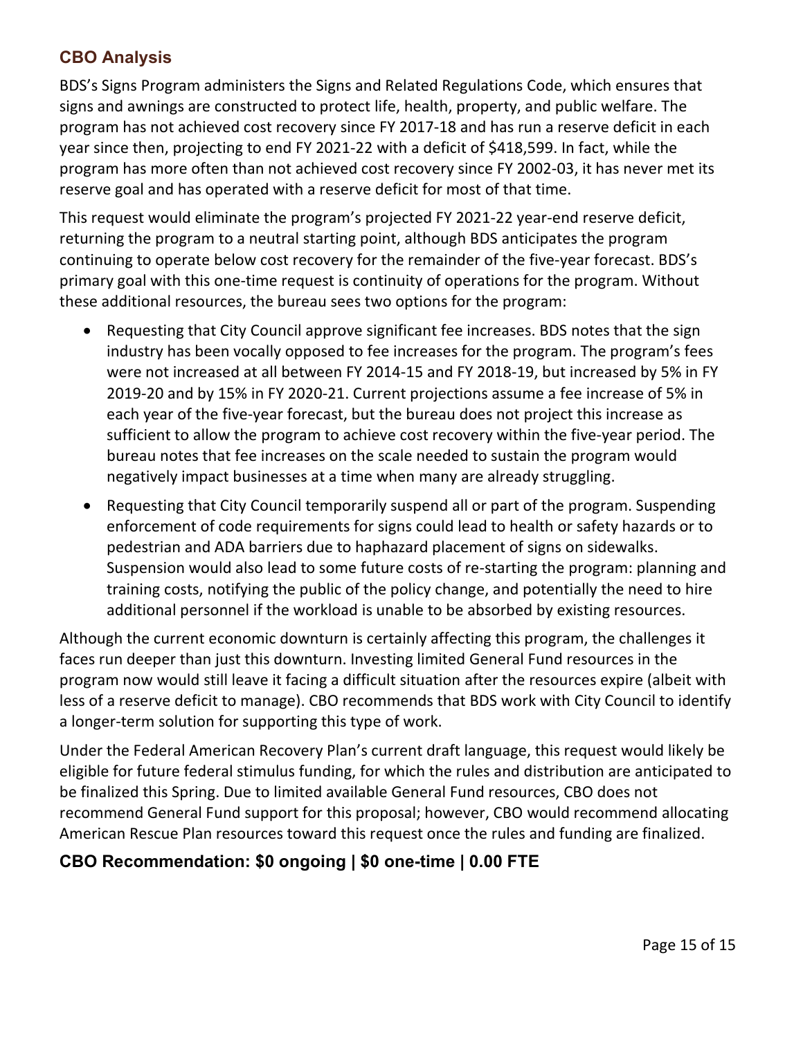## CBO Analysis

BDS's Signs Program administers the Signs and Related Regulations Code, which ensures that signs and awnings are constructed to protect life, health, property, and public welfare. The program has not achieved cost recovery since FY 2017-18 and has run a reserve deficit in each year since then, projecting to end FY 2021-22 with a deficit of $418,599. In fact, while the program has more often than not achieved cost recovery since FY 2002-03, it has never met its reserve goal and has operated with a reserve deficit for most of that time.

This request would eliminate the program's projected FY 2021-22 year-end reserve deficit, returning the program to a neutral starting point, although BDS anticipates the program continuing to operate below cost recovery for the remainder of the five-year forecast. BDS's primary goal with this one-time request is continuity of operations for the program. Without these additional resources, the bureau sees two options for the program:

- Requesting that City Council approve significant fee increases. BDS notes that the sign industry has been vocally opposed to fee increases for the program. The program's fees were not increased at all between FY 2014-15 and FY 2018-19, but increased by 5% in FY 2019-20 and by 15% in FY 2020-21. Current projections assume a fee increase of 5% in each year of the five-year forecast, but the bureau does not project this increase as sufficient to allow the program to achieve cost recovery within the five-year period. The bureau notes that fee increases on the scale needed to sustain the program would negatively impact businesses at a time when many are already struggling.
- Requesting that City Council temporarily suspend all or part of the program. Suspending enforcement of code requirements for signs could lead to health or safety hazards or to pedestrian and ADA barriers due to haphazard placement of signs on sidewalks. Suspension would also lead to some future costs of re-starting the program: planning and training costs, notifying the public of the policy change, and potentially the need to hire additional personnel if the workload is unable to be absorbed by existing resources.

Although the current economic downturn is certainly affecting this program, the challenges it faces run deeper than just this downturn. Investing limited General Fund resources in the program now would still leave it facing a difficult situation after the resources expire (albeit with less of a reserve deficit to manage). CBO recommends that BDS work with City Council to identify a longer-term solution for supporting this type of work.

Under the Federal American Recovery Plan's current draft language, this request would likely be eligible for future federal stimulus funding, for which the rules and distribution are anticipated to be finalized this Spring. Due to limited available General Fund resources, CBO does not recommend General Fund support for this proposal; however, CBO would recommend allocating American Rescue Plan resources toward this request once the rules and funding are finalized.

## CBO Recommendation: $0 ongoing | $0 one-time | 0.00 FTE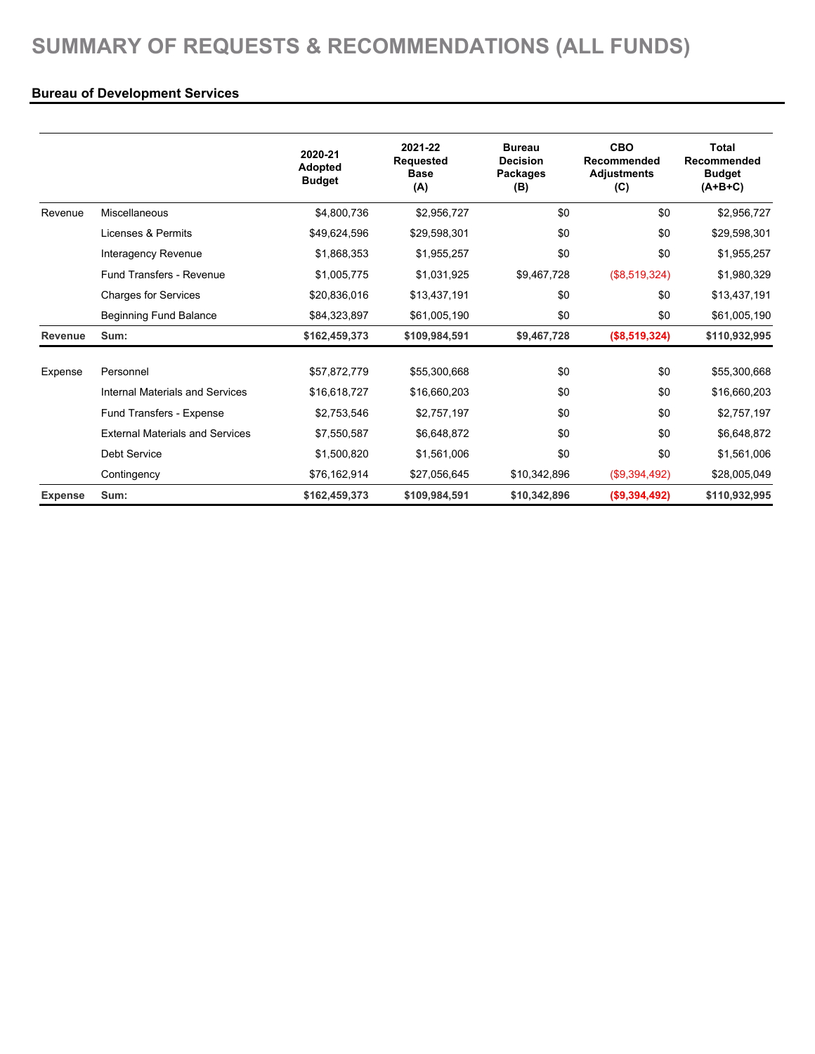# SUMMARY OF REQUESTS & RECOMMENDATIONS (ALL FUNDS)

**Bureau of Development Services**

| | | 2020-21 Adopted Budget | 2021-22 Requested Base (A) | Bureau Decision Packages (B) | CBO Recommended Adjustments (C) | Total Recommended Budget (A+B+C) |
|---|---|---|---|---|---|---|
| Revenue | Miscellaneous | $4,800,736 | $2,956,727 | $0 | $0 | $2,956,727 |
| | Licenses & Permits | $49,624,596 | $29,598,301 | $0 | $0 | $29,598,301 |
| | Interagency Revenue | $1,868,353 | $1,955,257 | $0 | $0 | $1,955,257 |
| | Fund Transfers - Revenue | $1,005,775 | $1,031,925 | $9,467,728 | ($8,519,324) | $1,980,329 |
| | Charges for Services | $20,836,016 | $13,437,191 | $0 | $0 | $13,437,191 |
| | Beginning Fund Balance | $84,323,897 | $61,005,190 | $0 | $0 | $61,005,190 |
| **Revenue** | **Sum:** | **$162,459,373** | **$109,984,591** | **$9,467,728** | **($8,519,324)** | **$110,932,995** |
| Expense | Personnel | $57,872,779 | $55,300,668 | $0 | $0 | $55,300,668 |
| | Internal Materials and Services | $16,618,727 | $16,660,203 | $0 | $0 | $16,660,203 |
| | Fund Transfers - Expense | $2,753,546 | $2,757,197 | $0 | $0 | $2,757,197 |
| | External Materials and Services | $7,550,587 | $6,648,872 | $0 | $0 | $6,648,872 |
| | Debt Service | $1,500,820 | $1,561,006 | $0 | $0 | $1,561,006 |
| | Contingency | $76,162,914 | $27,056,645 | $10,342,896 | ($9,394,492) | $28,005,049 |
| **Expense** | **Sum:** | **$162,459,373** | **$109,984,591** | **$10,342,896** | **($9,394,492)** | **$110,932,995** |